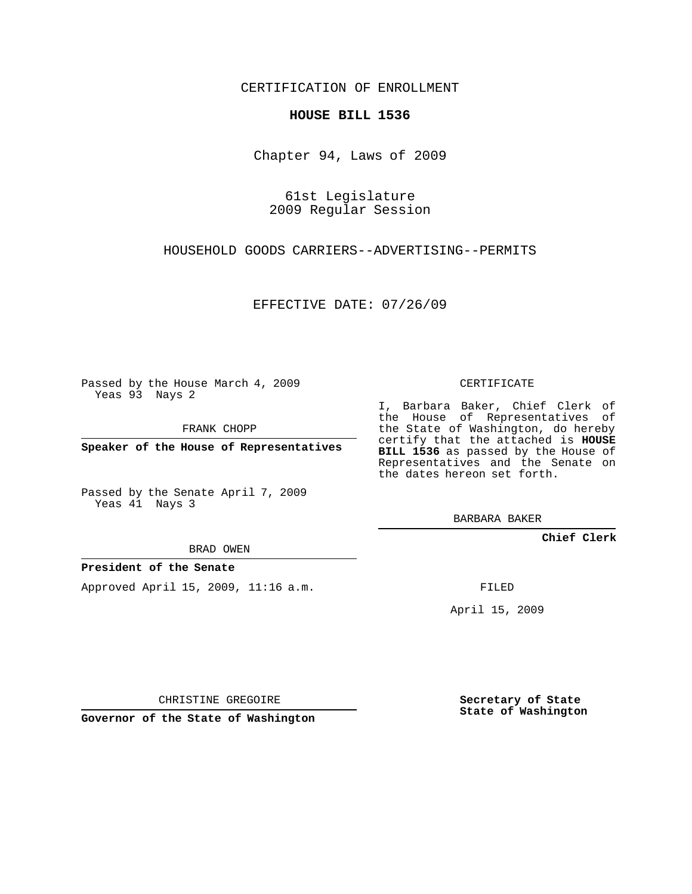CERTIFICATION OF ENROLLMENT

**HOUSE BILL 1536**

Chapter 94, Laws of 2009

61st Legislature
2009 Regular Session

HOUSEHOLD GOODS CARRIERS--ADVERTISING--PERMITS

EFFECTIVE DATE: 07/26/09

Passed by the House March 4, 2009
Yeas 93 Nays 2

FRANK CHOPP

**Speaker of the House of Representatives**

Passed by the Senate April 7, 2009
Yeas 41 Nays 3

BRAD OWEN

**President of the Senate**

Approved April 15, 2009, 11:16 a.m.

CHRISTINE GREGOIRE

**Governor of the State of Washington**

CERTIFICATE

I, Barbara Baker, Chief Clerk of the House of Representatives of the State of Washington, do hereby certify that the attached is **HOUSE BILL 1536** as passed by the House of Representatives and the Senate on the dates hereon set forth.

BARBARA BAKER

**Chief Clerk**

FILED

April 15, 2009

**Secretary of State**
**State of Washington**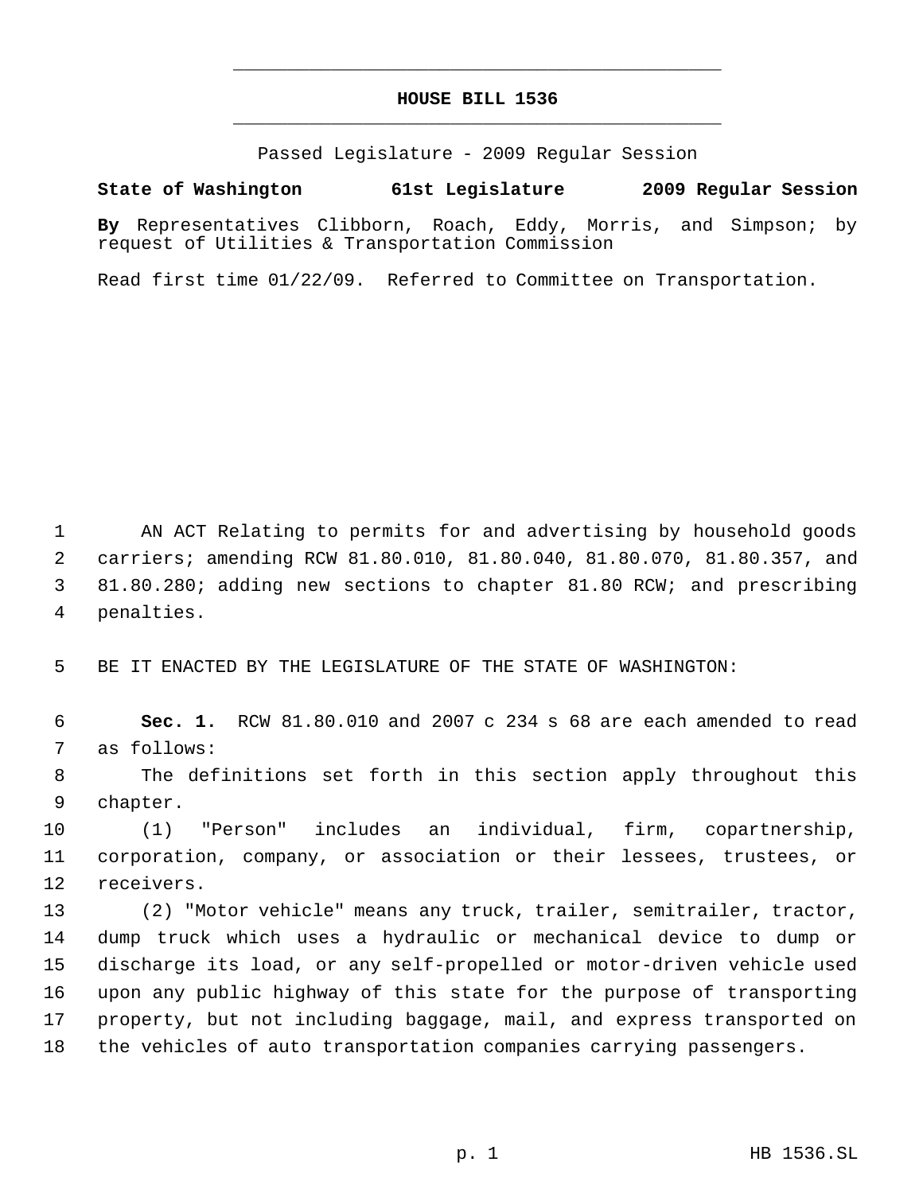# HOUSE BILL 1536

Passed Legislature - 2009 Regular Session

**State of Washington 61st Legislature 2009 Regular Session**

**By** Representatives Clibborn, Roach, Eddy, Morris, and Simpson; by request of Utilities & Transportation Commission

Read first time 01/22/09. Referred to Committee on Transportation.

AN ACT Relating to permits for and advertising by household goods carriers; amending RCW 81.80.010, 81.80.040, 81.80.070, 81.80.357, and 81.80.280; adding new sections to chapter 81.80 RCW; and prescribing penalties.

BE IT ENACTED BY THE LEGISLATURE OF THE STATE OF WASHINGTON:

**Sec. 1.** RCW 81.80.010 and 2007 c 234 s 68 are each amended to read as follows:

The definitions set forth in this section apply throughout this chapter.

(1) "Person" includes an individual, firm, copartnership, corporation, company, or association or their lessees, trustees, or receivers.

(2) "Motor vehicle" means any truck, trailer, semitrailer, tractor, dump truck which uses a hydraulic or mechanical device to dump or discharge its load, or any self-propelled or motor-driven vehicle used upon any public highway of this state for the purpose of transporting property, but not including baggage, mail, and express transported on the vehicles of auto transportation companies carrying passengers.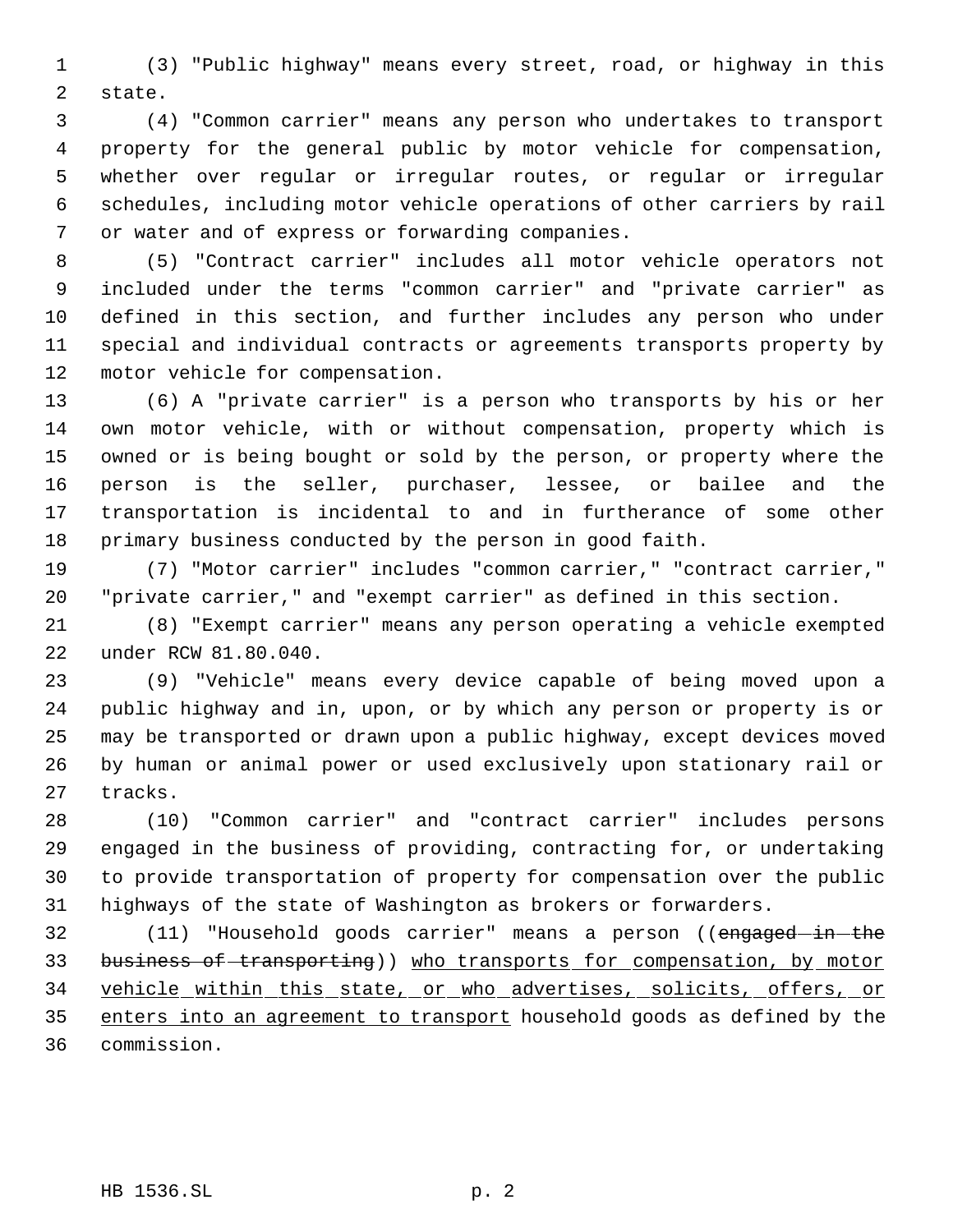(3) "Public highway" means every street, road, or highway in this state.

(4) "Common carrier" means any person who undertakes to transport property for the general public by motor vehicle for compensation, whether over regular or irregular routes, or regular or irregular schedules, including motor vehicle operations of other carriers by rail or water and of express or forwarding companies.

(5) "Contract carrier" includes all motor vehicle operators not included under the terms "common carrier" and "private carrier" as defined in this section, and further includes any person who under special and individual contracts or agreements transports property by motor vehicle for compensation.

(6) A "private carrier" is a person who transports by his or her own motor vehicle, with or without compensation, property which is owned or is being bought or sold by the person, or property where the person is the seller, purchaser, lessee, or bailee and the transportation is incidental to and in furtherance of some other primary business conducted by the person in good faith.

(7) "Motor carrier" includes "common carrier," "contract carrier," "private carrier," and "exempt carrier" as defined in this section.

(8) "Exempt carrier" means any person operating a vehicle exempted under RCW 81.80.040.

(9) "Vehicle" means every device capable of being moved upon a public highway and in, upon, or by which any person or property is or may be transported or drawn upon a public highway, except devices moved by human or animal power or used exclusively upon stationary rail or tracks.

(10) "Common carrier" and "contract carrier" includes persons engaged in the business of providing, contracting for, or undertaking to provide transportation of property for compensation over the public highways of the state of Washington as brokers or forwarders.

(11) "Household goods carrier" means a person ((~~engaged in the business of transporting~~)) <u>who transports for compensation, by motor vehicle within this state, or who advertises, solicits, offers, or enters into an agreement to transport</u> household goods as defined by the commission.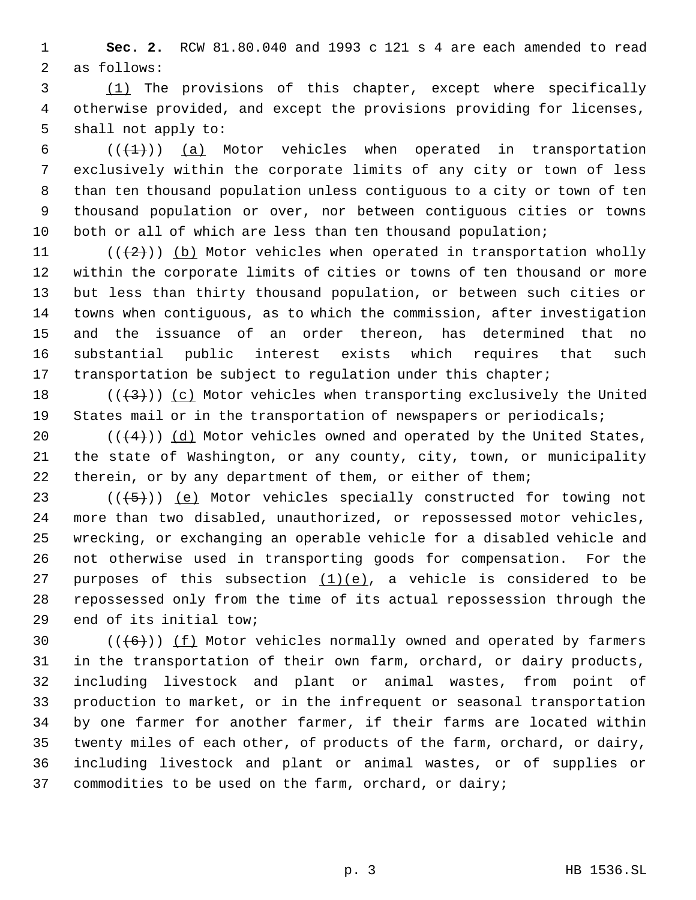**Sec. 2.** RCW 81.80.040 and 1993 c 121 s 4 are each amended to read as follows:

(1) The provisions of this chapter, except where specifically otherwise provided, and except the provisions providing for licenses, shall not apply to:

(((1))) (a) Motor vehicles when operated in transportation exclusively within the corporate limits of any city or town of less than ten thousand population unless contiguous to a city or town of ten thousand population or over, nor between contiguous cities or towns both or all of which are less than ten thousand population;

(((2))) (b) Motor vehicles when operated in transportation wholly within the corporate limits of cities or towns of ten thousand or more but less than thirty thousand population, or between such cities or towns when contiguous, as to which the commission, after investigation and the issuance of an order thereon, has determined that no substantial public interest exists which requires that such transportation be subject to regulation under this chapter;

(((3))) (c) Motor vehicles when transporting exclusively the United States mail or in the transportation of newspapers or periodicals;

(((4))) (d) Motor vehicles owned and operated by the United States, the state of Washington, or any county, city, town, or municipality therein, or by any department of them, or either of them;

(((5))) (e) Motor vehicles specially constructed for towing not more than two disabled, unauthorized, or repossessed motor vehicles, wrecking, or exchanging an operable vehicle for a disabled vehicle and not otherwise used in transporting goods for compensation. For the purposes of this subsection (1)(e), a vehicle is considered to be repossessed only from the time of its actual repossession through the end of its initial tow;

(((6))) (f) Motor vehicles normally owned and operated by farmers in the transportation of their own farm, orchard, or dairy products, including livestock and plant or animal wastes, from point of production to market, or in the infrequent or seasonal transportation by one farmer for another farmer, if their farms are located within twenty miles of each other, of products of the farm, orchard, or dairy, including livestock and plant or animal wastes, or of supplies or commodities to be used on the farm, orchard, or dairy;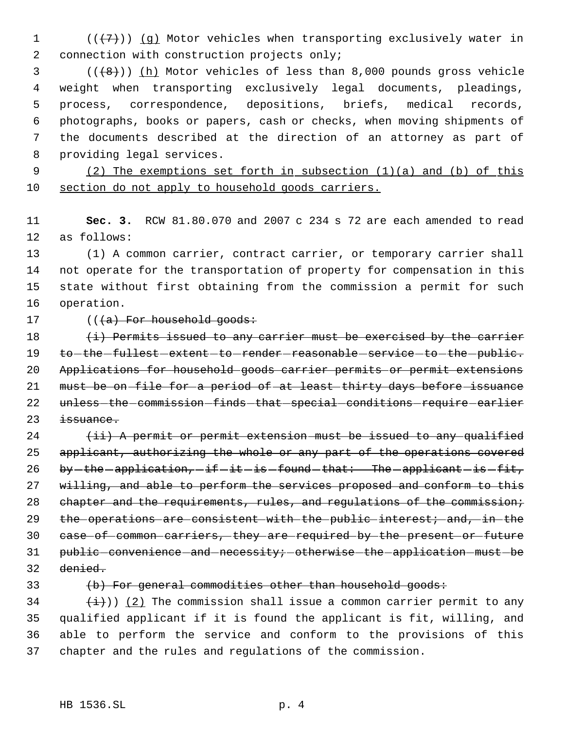((~~(7)~~)) <u>(g)</u> Motor vehicles when transporting exclusively water in connection with construction projects only;

((~~(8)~~)) <u>(h)</u> Motor vehicles of less than 8,000 pounds gross vehicle weight when transporting exclusively legal documents, pleadings, process, correspondence, depositions, briefs, medical records, photographs, books or papers, cash or checks, when moving shipments of the documents described at the direction of an attorney as part of providing legal services.

<u>(2) The exemptions set forth in subsection (1)(a) and (b) of this section do not apply to household goods carriers.</u>

**Sec. 3.** RCW 81.80.070 and 2007 c 234 s 72 are each amended to read as follows:

(1) A common carrier, contract carrier, or temporary carrier shall not operate for the transportation of property for compensation in this state without first obtaining from the commission a permit for such operation.

((~~(a) For household goods:~~

~~(i) Permits issued to any carrier must be exercised by the carrier to the fullest extent to render reasonable service to the public. Applications for household goods carrier permits or permit extensions must be on file for a period of at least thirty days before issuance unless the commission finds that special conditions require earlier issuance.~~

~~(ii) A permit or permit extension must be issued to any qualified applicant, authorizing the whole or any part of the operations covered by the application, if it is found that: The applicant is fit, willing, and able to perform the services proposed and conform to this chapter and the requirements, rules, and regulations of the commission; the operations are consistent with the public interest; and, in the case of common carriers, they are required by the present or future public convenience and necessity; otherwise the application must be denied.~~

~~(b) For general commodities other than household goods:~~

~~(i)~~)) <u>(2)</u> The commission shall issue a common carrier permit to any qualified applicant if it is found the applicant is fit, willing, and able to perform the service and conform to the provisions of this chapter and the rules and regulations of the commission.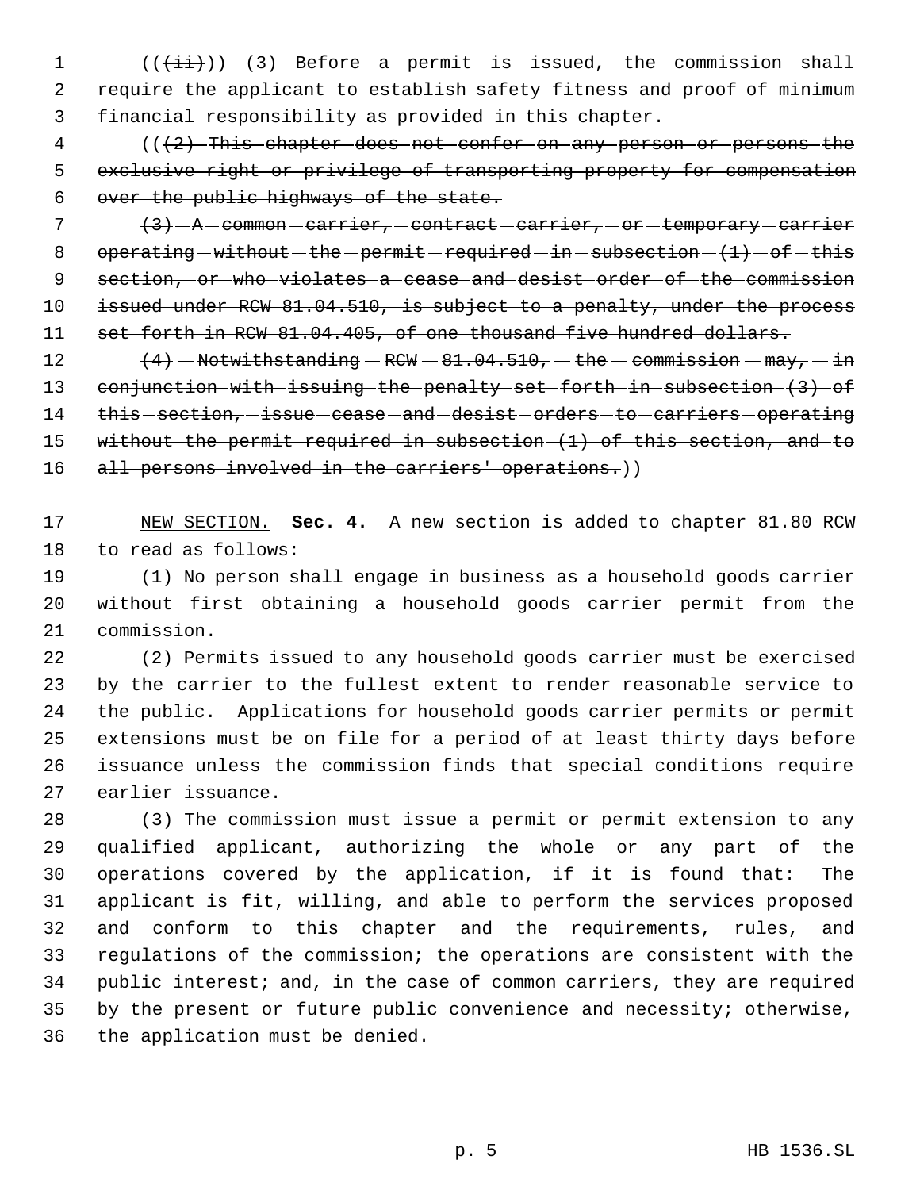(((ii))) (3) Before a permit is issued, the commission shall require the applicant to establish safety fitness and proof of minimum financial responsibility as provided in this chapter.

(((2) This chapter does not confer on any person or persons the exclusive right or privilege of transporting property for compensation over the public highways of the state.

(3) A common carrier, contract carrier, or temporary carrier operating without the permit required in subsection (1) of this section, or who violates a cease and desist order of the commission issued under RCW 81.04.510, is subject to a penalty, under the process set forth in RCW 81.04.405, of one thousand five hundred dollars.

(4) Notwithstanding RCW 81.04.510, the commission may, in conjunction with issuing the penalty set forth in subsection (3) of this section, issue cease and desist orders to carriers operating without the permit required in subsection (1) of this section, and to all persons involved in the carriers' operations.))

NEW SECTION. **Sec. 4.** A new section is added to chapter 81.80 RCW to read as follows:

(1) No person shall engage in business as a household goods carrier without first obtaining a household goods carrier permit from the commission.

(2) Permits issued to any household goods carrier must be exercised by the carrier to the fullest extent to render reasonable service to the public. Applications for household goods carrier permits or permit extensions must be on file for a period of at least thirty days before issuance unless the commission finds that special conditions require earlier issuance.

(3) The commission must issue a permit or permit extension to any qualified applicant, authorizing the whole or any part of the operations covered by the application, if it is found that: The applicant is fit, willing, and able to perform the services proposed and conform to this chapter and the requirements, rules, and regulations of the commission; the operations are consistent with the public interest; and, in the case of common carriers, they are required by the present or future public convenience and necessity; otherwise, the application must be denied.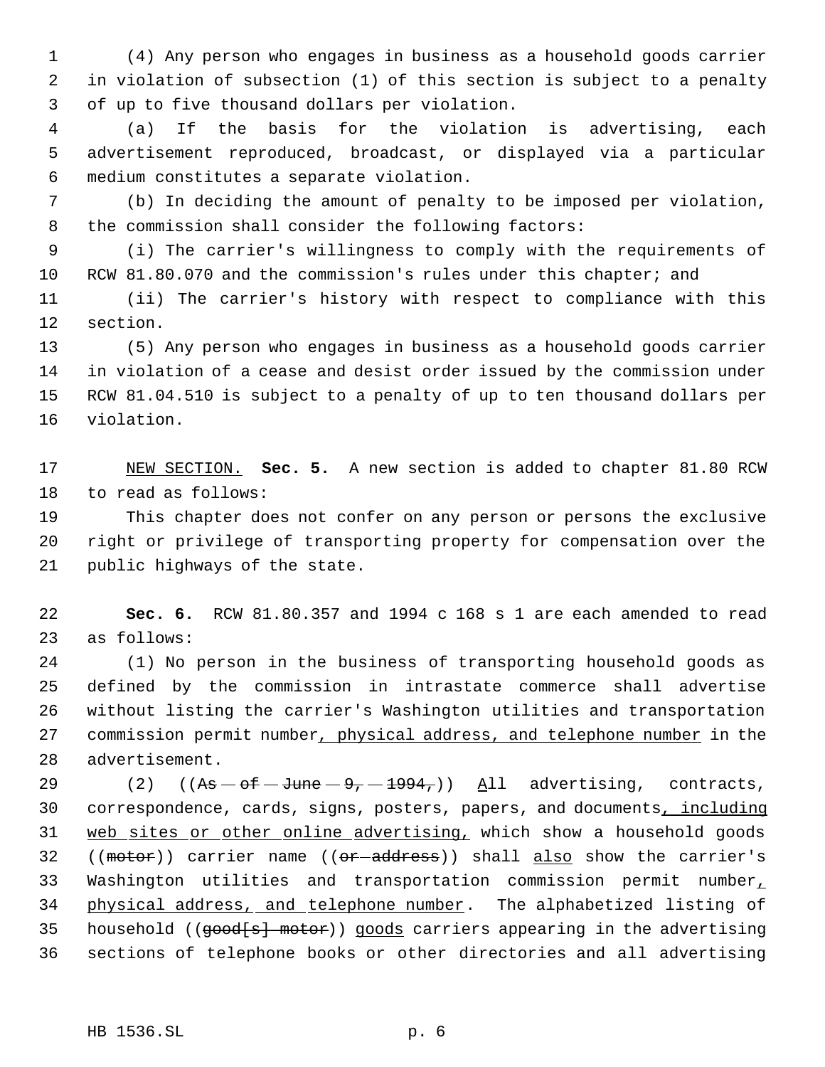(4) Any person who engages in business as a household goods carrier in violation of subsection (1) of this section is subject to a penalty of up to five thousand dollars per violation.

(a) If the basis for the violation is advertising, each advertisement reproduced, broadcast, or displayed via a particular medium constitutes a separate violation.

(b) In deciding the amount of penalty to be imposed per violation, the commission shall consider the following factors:

(i) The carrier's willingness to comply with the requirements of RCW 81.80.070 and the commission's rules under this chapter; and

(ii) The carrier's history with respect to compliance with this section.

(5) Any person who engages in business as a household goods carrier in violation of a cease and desist order issued by the commission under RCW 81.04.510 is subject to a penalty of up to ten thousand dollars per violation.

NEW SECTION. **Sec. 5.** A new section is added to chapter 81.80 RCW to read as follows:

This chapter does not confer on any person or persons the exclusive right or privilege of transporting property for compensation over the public highways of the state.

**Sec. 6.** RCW 81.80.357 and 1994 c 168 s 1 are each amended to read as follows:

(1) No person in the business of transporting household goods as defined by the commission in intrastate commerce shall advertise without listing the carrier's Washington utilities and transportation commission permit number, physical address, and telephone number in the advertisement.

(2) ((~~As of June 9, 1994,~~)) All advertising, contracts, correspondence, cards, signs, posters, papers, and documents, including web sites or other online advertising, which show a household goods ((~~motor~~)) carrier name ((~~or address~~)) shall also show the carrier's Washington utilities and transportation commission permit number, physical address, and telephone number. The alphabetized listing of household ((~~good[s] motor~~)) goods carriers appearing in the advertising sections of telephone books or other directories and all advertising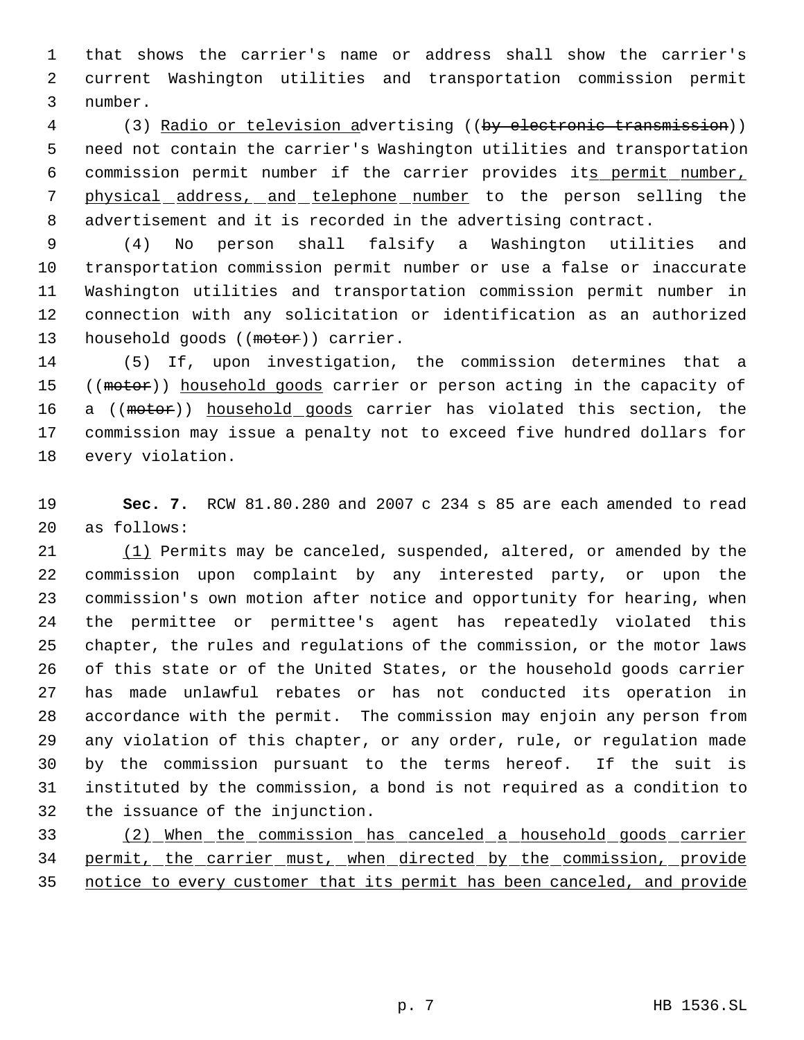that shows the carrier's name or address shall show the carrier's current Washington utilities and transportation commission permit number.

(3) Radio or television advertising ((by electronic transmission)) need not contain the carrier's Washington utilities and transportation commission permit number if the carrier provides its permit number, physical address, and telephone number to the person selling the advertisement and it is recorded in the advertising contract.

(4) No person shall falsify a Washington utilities and transportation commission permit number or use a false or inaccurate Washington utilities and transportation commission permit number in connection with any solicitation or identification as an authorized household goods ((motor)) carrier.

(5) If, upon investigation, the commission determines that a ((motor)) household goods carrier or person acting in the capacity of a ((motor)) household goods carrier has violated this section, the commission may issue a penalty not to exceed five hundred dollars for every violation.

**Sec. 7.** RCW 81.80.280 and 2007 c 234 s 85 are each amended to read as follows:

(1) Permits may be canceled, suspended, altered, or amended by the commission upon complaint by any interested party, or upon the commission's own motion after notice and opportunity for hearing, when the permittee or permittee's agent has repeatedly violated this chapter, the rules and regulations of the commission, or the motor laws of this state or of the United States, or the household goods carrier has made unlawful rebates or has not conducted its operation in accordance with the permit. The commission may enjoin any person from any violation of this chapter, or any order, rule, or regulation made by the commission pursuant to the terms hereof. If the suit is instituted by the commission, a bond is not required as a condition to the issuance of the injunction.

(2) When the commission has canceled a household goods carrier permit, the carrier must, when directed by the commission, provide notice to every customer that its permit has been canceled, and provide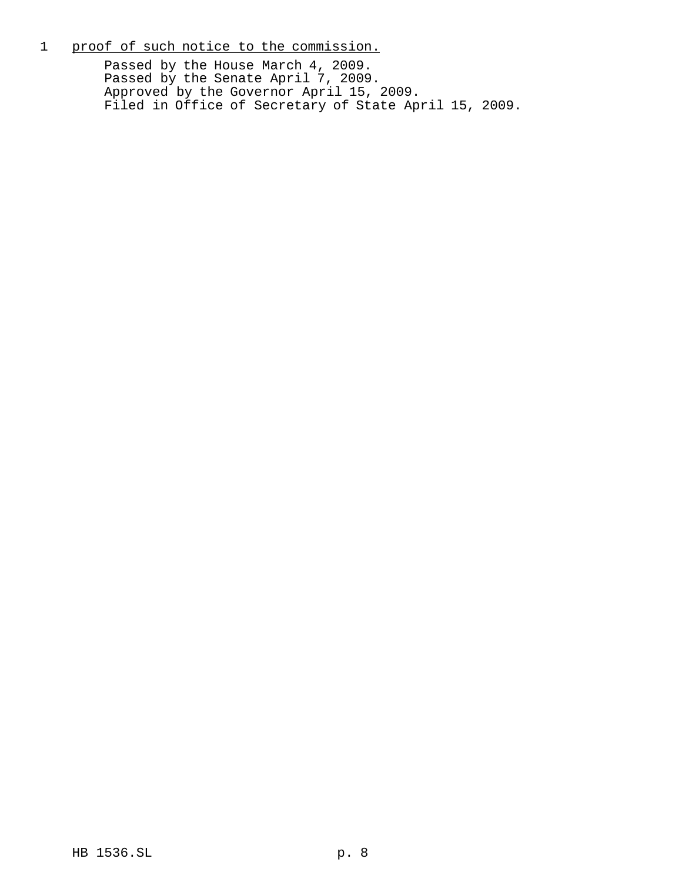proof of such notice to the commission.

Passed by the House March 4, 2009.
Passed by the Senate April 7, 2009.
Approved by the Governor April 15, 2009.
Filed in Office of Secretary of State April 15, 2009.